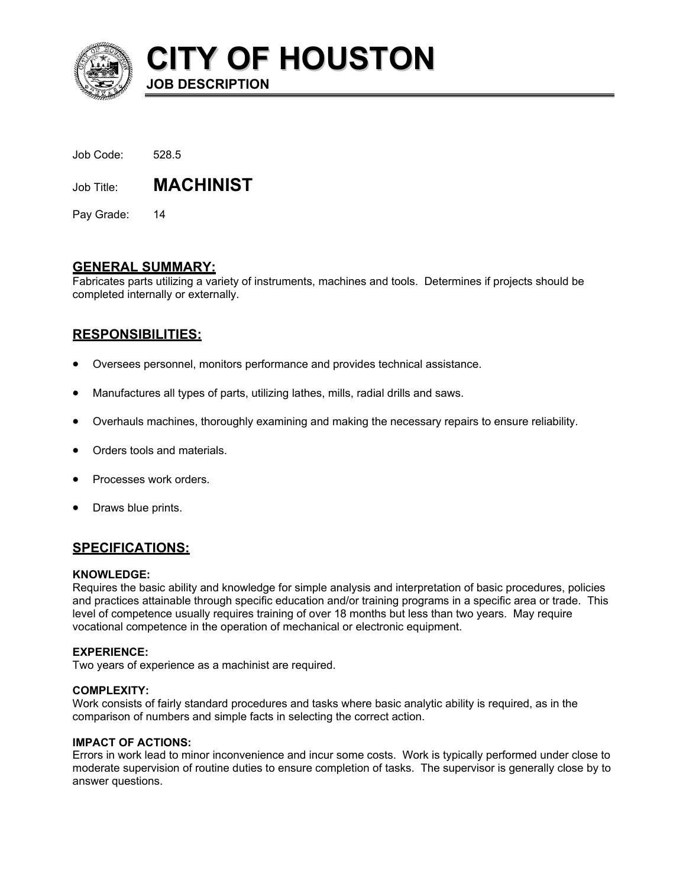# CITY OF HOUSTON

**JOB DESCRIPTION**

Job Code: 528.5

Job Title: **MACHINIST**

Pay Grade: 14

## GENERAL SUMMARY:

Fabricates parts utilizing a variety of instruments, machines and tools. Determines if projects should be completed internally or externally.

## RESPONSIBILITIES:

- Oversees personnel, monitors performance and provides technical assistance.
- Manufactures all types of parts, utilizing lathes, mills, radial drills and saws.
- Overhauls machines, thoroughly examining and making the necessary repairs to ensure reliability.
- Orders tools and materials.
- Processes work orders.
- Draws blue prints.

## SPECIFICATIONS:

**KNOWLEDGE:**

Requires the basic ability and knowledge for simple analysis and interpretation of basic procedures, policies and practices attainable through specific education and/or training programs in a specific area or trade. This level of competence usually requires training of over 18 months but less than two years. May require vocational competence in the operation of mechanical or electronic equipment.

**EXPERIENCE:**

Two years of experience as a machinist are required.

**COMPLEXITY:**

Work consists of fairly standard procedures and tasks where basic analytic ability is required, as in the comparison of numbers and simple facts in selecting the correct action.

**IMPACT OF ACTIONS:**

Errors in work lead to minor inconvenience and incur some costs. Work is typically performed under close to moderate supervision of routine duties to ensure completion of tasks. The supervisor is generally close by to answer questions.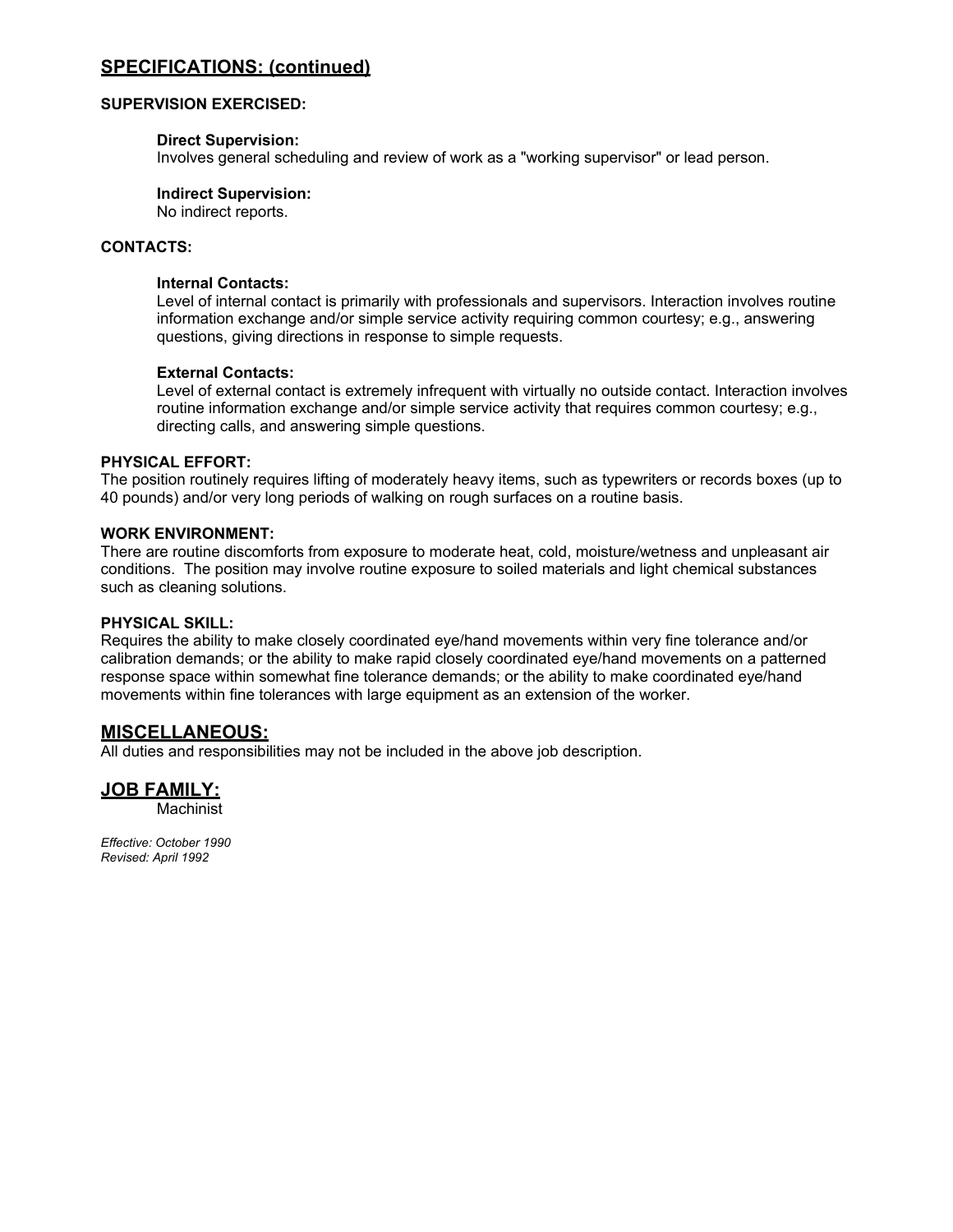## SPECIFICATIONS: (continued)

### SUPERVISION EXERCISED:

**Direct Supervision:**
Involves general scheduling and review of work as a "working supervisor" or lead person.

**Indirect Supervision:**
No indirect reports.

### CONTACTS:

**Internal Contacts:**
Level of internal contact is primarily with professionals and supervisors. Interaction involves routine information exchange and/or simple service activity requiring common courtesy; e.g., answering questions, giving directions in response to simple requests.

**External Contacts:**
Level of external contact is extremely infrequent with virtually no outside contact. Interaction involves routine information exchange and/or simple service activity that requires common courtesy; e.g., directing calls, and answering simple questions.

### PHYSICAL EFFORT:

The position routinely requires lifting of moderately heavy items, such as typewriters or records boxes (up to 40 pounds) and/or very long periods of walking on rough surfaces on a routine basis.

### WORK ENVIRONMENT:

There are routine discomforts from exposure to moderate heat, cold, moisture/wetness and unpleasant air conditions. The position may involve routine exposure to soiled materials and light chemical substances such as cleaning solutions.

### PHYSICAL SKILL:

Requires the ability to make closely coordinated eye/hand movements within very fine tolerance and/or calibration demands; or the ability to make rapid closely coordinated eye/hand movements on a patterned response space within somewhat fine tolerance demands; or the ability to make coordinated eye/hand movements within fine tolerances with large equipment as an extension of the worker.

## MISCELLANEOUS:

All duties and responsibilities may not be included in the above job description.

## JOB FAMILY:

Machinist

*Effective: October 1990*
*Revised: April 1992*